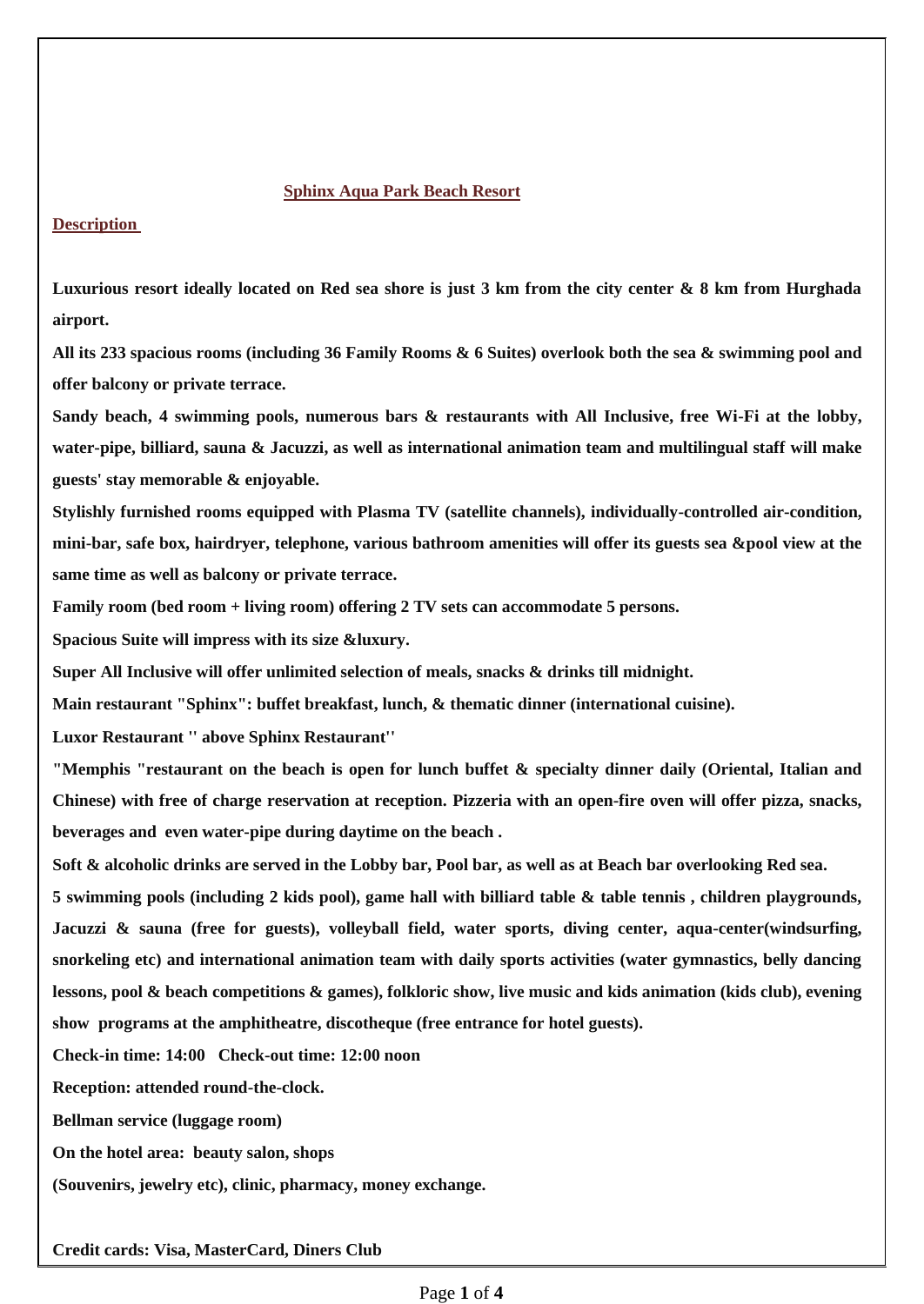# Sphinx Aqua Park Beach Resort

## Description

**Luxurious resort ideally located on Red sea shore is just 3 km from the city center & 8 km from Hurghada airport.**

**All its 233 spacious rooms (including 36 Family Rooms & 6 Suites) overlook both the sea & swimming pool and offer balcony or private terrace.**

**Sandy beach, 4 swimming pools, numerous bars & restaurants with All Inclusive, free Wi-Fi at the lobby, water-pipe, billiard, sauna & Jacuzzi, as well as international animation team and multilingual staff will make guests' stay memorable & enjoyable.**

**Stylishly furnished rooms equipped with Plasma TV (satellite channels), individually-controlled air-condition, mini-bar, safe box, hairdryer, telephone, various bathroom amenities will offer its guests sea &pool view at the same time as well as balcony or private terrace.**

**Family room (bed room + living room) offering 2 TV sets can accommodate 5 persons.**

**Spacious Suite will impress with its size &luxury.**

**Super All Inclusive will offer unlimited selection of meals, snacks & drinks till midnight.**

**Main restaurant "Sphinx": buffet breakfast, lunch, & thematic dinner (international cuisine).**

**Luxor Restaurant " above Sphinx Restaurant''**

**"Memphis "restaurant on the beach is open for lunch buffet & specialty dinner daily (Oriental, Italian and Chinese) with free of charge reservation at reception. Pizzeria with an open-fire oven will offer pizza, snacks, beverages and even water-pipe during daytime on the beach .**

**Soft & alcoholic drinks are served in the Lobby bar, Pool bar, as well as at Beach bar overlooking Red sea.**

**5 swimming pools (including 2 kids pool), game hall with billiard table & table tennis , children playgrounds, Jacuzzi & sauna (free for guests), volleyball field, water sports, diving center, aqua-center(windsurfing, snorkeling etc) and international animation team with daily sports activities (water gymnastics, belly dancing lessons, pool & beach competitions & games), folkloric show, live music and kids animation (kids club), evening show programs at the amphitheatre, discotheque (free entrance for hotel guests).**

**Check-in time: 14:00 Check-out time: 12:00 noon**

**Reception: attended round-the-clock.**

**Bellman service (luggage room)**

**On the hotel area: beauty salon, shops**

**(Souvenirs, jewelry etc), clinic, pharmacy, money exchange.**

**Credit cards: Visa, MasterCard, Diners Club**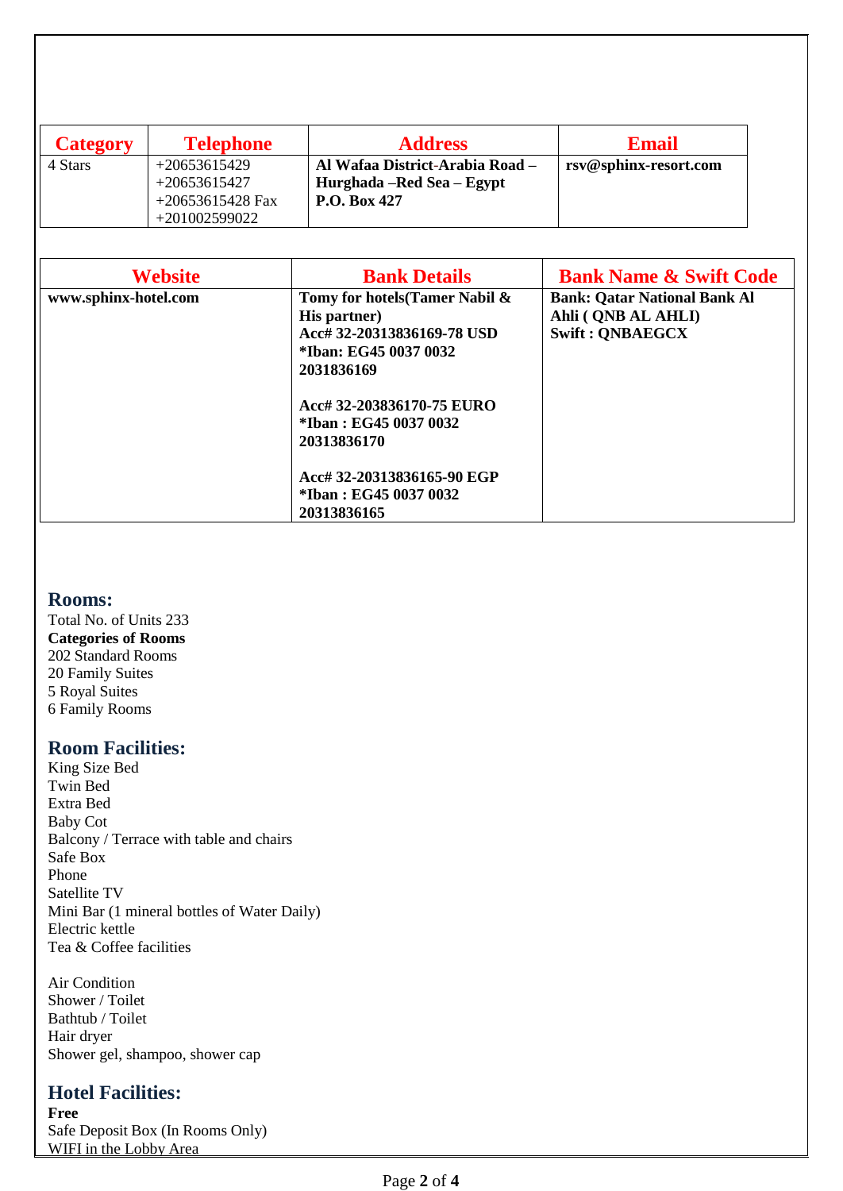| Category | Telephone | Address | Email |
|---|---|---|---|
| 4 Stars | +20653615429<br>+20653615427<br>+20653615428 Fax<br>+201002599022 | **Al Wafaa District-Arabia Road – Hurghada –Red Sea – Egypt**<br>**P.O. Box 427** | **rsv@sphinx-resort.com** |

| Website | Bank Details | Bank Name & Swift Code |
|---|---|---|
| **www.sphinx-hotel.com** | **Tomy for hotels(Tamer Nabil & His partner)**<br>**Acc# 32-20313836169-78 USD**<br>**\*Iban: EG45 0037 0032 2031836169**<br><br>**Acc# 32-203836170-75 EURO**<br>**\*Iban : EG45 0037 0032 20313836170**<br><br>**Acc# 32-20313836165-90 EGP**<br>**\*Iban : EG45 0037 0032 20313836165** | **Bank: Qatar National Bank Al Ahli ( QNB AL AHLI)**<br>**Swift : QNBAEGCX** |

## Rooms:

Total No. of Units 233
**Categories of Rooms**
202 Standard Rooms
20 Family Suites
5 Royal Suites
6 Family Rooms

## Room Facilities:

King Size Bed
Twin Bed
Extra Bed
Baby Cot
Balcony / Terrace with table and chairs
Safe Box
Phone
Satellite TV
Mini Bar (1 mineral bottles of Water Daily)
Electric kettle
Tea & Coffee facilities

Air Condition
Shower / Toilet
Bathtub / Toilet
Hair dryer
Shower gel, shampoo, shower cap

## Hotel Facilities:

**Free**
Safe Deposit Box (In Rooms Only)
WIFI in the Lobby Area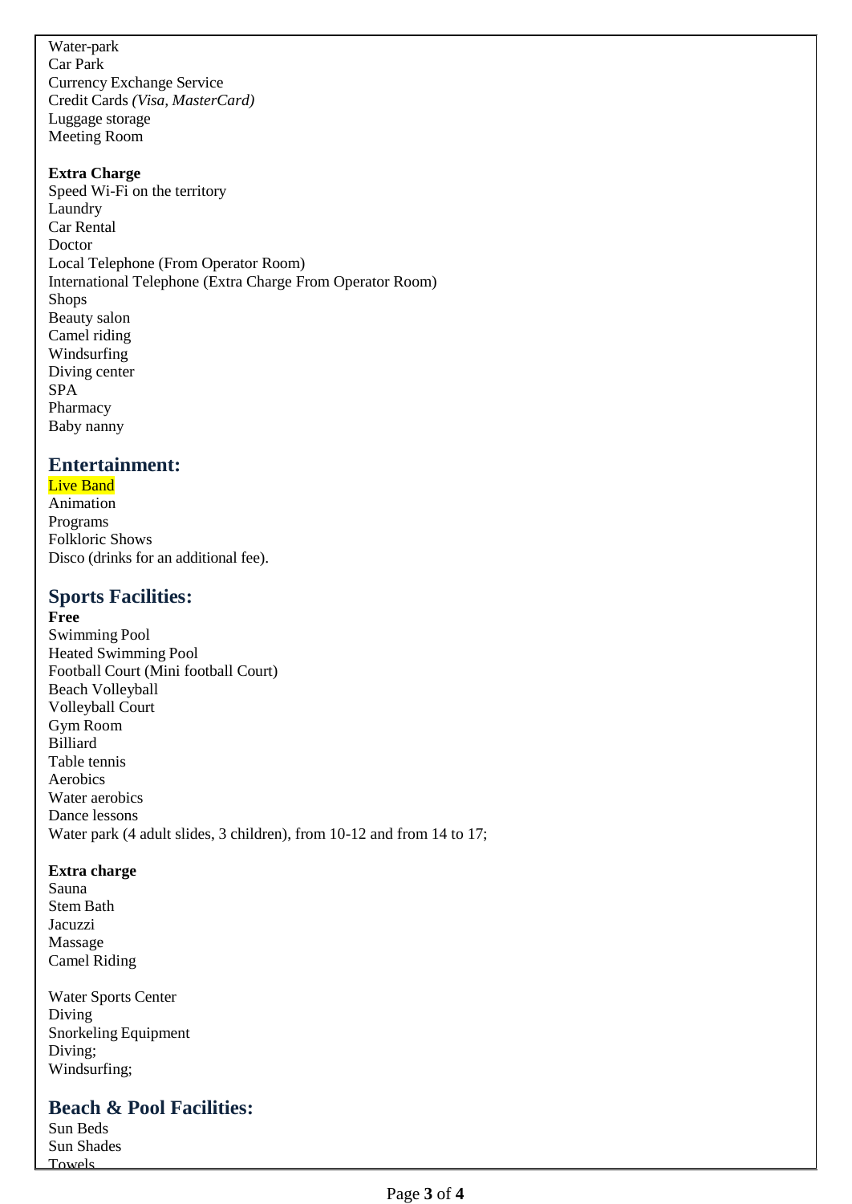Water-park
Car Park
Currency Exchange Service
Credit Cards *(Visa, MasterCard)*
Luggage storage
Meeting Room

**Extra Charge**
Speed Wi-Fi on the territory
Laundry
Car Rental
Doctor
Local Telephone (From Operator Room)
International Telephone (Extra Charge From Operator Room)
Shops
Beauty salon
Camel riding
Windsurfing
Diving center
SPA
Pharmacy
Baby nanny

## Entertainment:

Live Band
Animation
Programs
Folkloric Shows
Disco (drinks for an additional fee).

## Sports Facilities:

**Free**
Swimming Pool
Heated Swimming Pool
Football Court (Mini football Court)
Beach Volleyball
Volleyball Court
Gym Room
Billiard
Table tennis
Aerobics
Water aerobics
Dance lessons
Water park (4 adult slides, 3 children), from 10-12 and from 14 to 17;

**Extra charge**
Sauna
Stem Bath
Jacuzzi
Massage
Camel Riding

Water Sports Center
Diving
Snorkeling Equipment
Diving;
Windsurfing;

## Beach & Pool Facilities:

Sun Beds
Sun Shades
Towels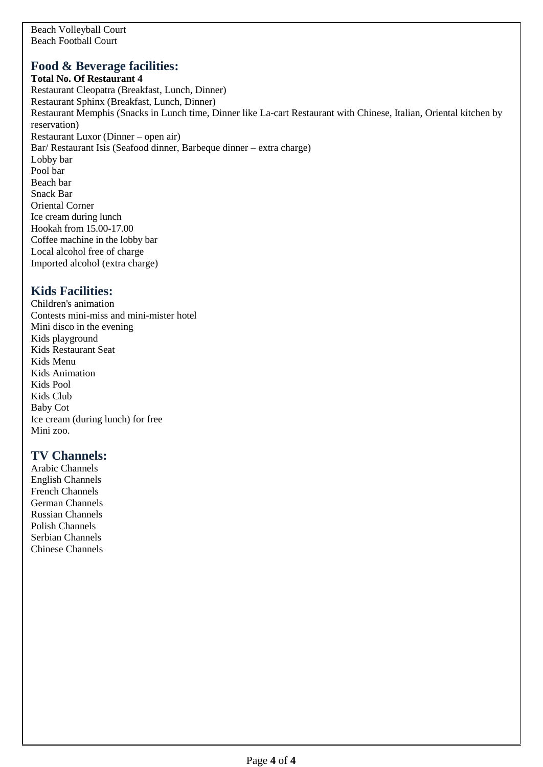Beach Volleyball Court
Beach Football Court

## Food & Beverage facilities:

**Total No. Of Restaurant 4**

Restaurant Cleopatra (Breakfast, Lunch, Dinner)
Restaurant Sphinx (Breakfast, Lunch, Dinner)
Restaurant Memphis (Snacks in Lunch time, Dinner like La-cart Restaurant with Chinese, Italian, Oriental kitchen by reservation)
Restaurant Luxor (Dinner – open air)
Bar/ Restaurant Isis (Seafood dinner, Barbeque dinner – extra charge)
Lobby bar
Pool bar
Beach bar
Snack Bar
Oriental Corner
Ice cream during lunch
Hookah from 15.00-17.00
Coffee machine in the lobby bar
Local alcohol free of charge
Imported alcohol (extra charge)

## Kids Facilities:

Children's animation
Contests mini-miss and mini-mister hotel
Mini disco in the evening
Kids playground
Kids Restaurant Seat
Kids Menu
Kids Animation
Kids Pool
Kids Club
Baby Cot
Ice cream (during lunch) for free
Mini zoo.

## TV Channels:

Arabic Channels
English Channels
French Channels
German Channels
Russian Channels
Polish Channels
Serbian Channels
Chinese Channels